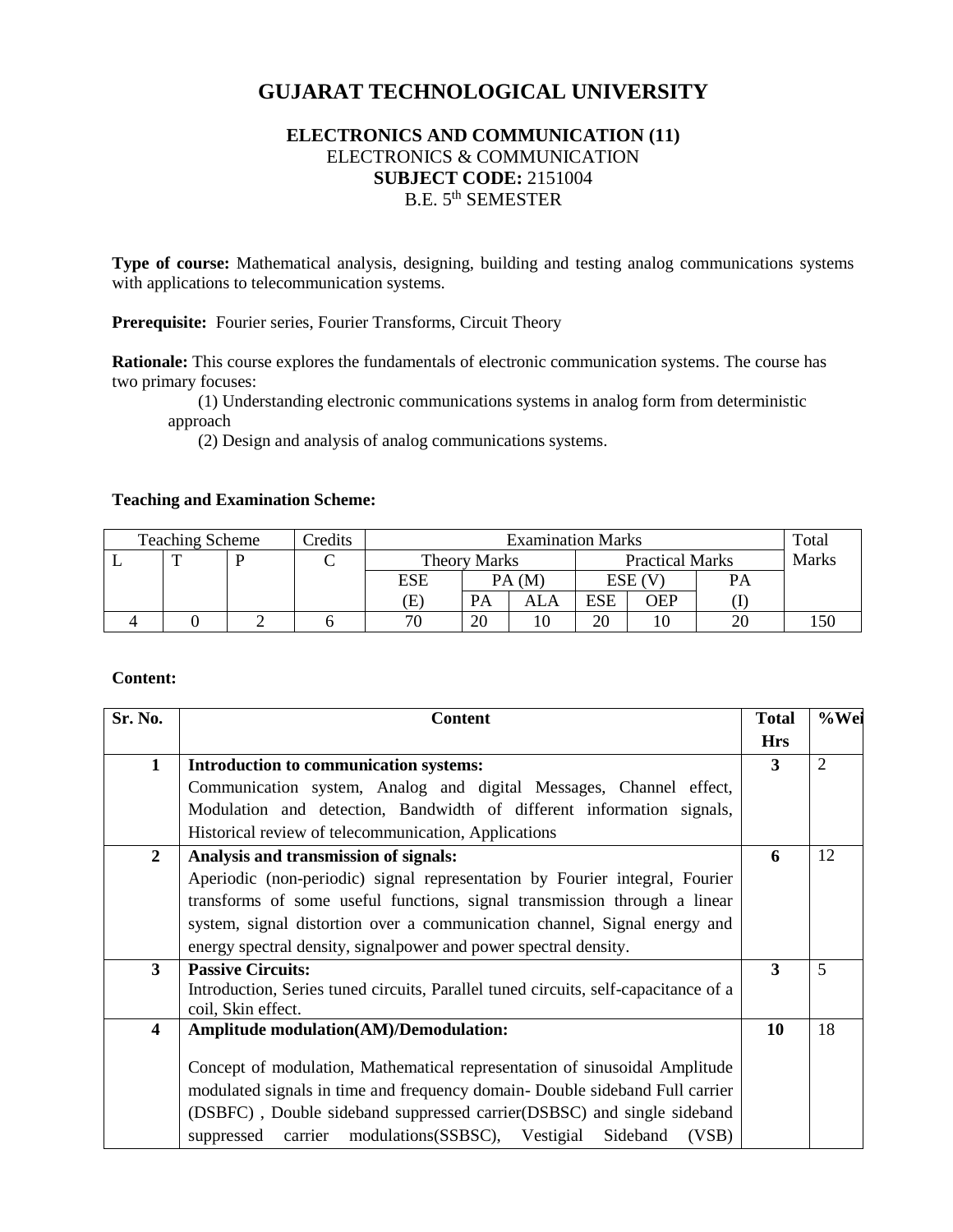# GUJARAT TECHNOLOGICAL UNIVERSITY

**ELECTRONICS AND COMMUNICATION (11)**
ELECTRONICS & COMMUNICATION
**SUBJECT CODE:** 2151004
B.E. 5th SEMESTER

**Type of course:** Mathematical analysis, designing, building and testing analog communications systems with applications to telecommunication systems.

**Prerequisite:** Fourier series, Fourier Transforms, Circuit Theory

**Rationale:** This course explores the fundamentals of electronic communication systems. The course has two primary focuses:

(1) Understanding electronic communications systems in analog form from deterministic approach

(2) Design and analysis of analog communications systems.

**Teaching and Examination Scheme:**

| Teaching Scheme | | | Credits | Examination Marks | | | | | | Total Marks |
|---|---|---|---|---|---|---|---|---|---|---|
| L | T | P | C | Theory Marks | | | Practical Marks | | | |
| | | | | ESE (E) | PA (M) | | ESE (V) | | PA (I) | |
| | | | | | PA | ALA | ESE | OEP | | |
| 4 | 0 | 2 | 6 | 70 | 20 | 10 | 20 | 10 | 20 | 150 |

**Content:**

| Sr. No. | Content | Total Hrs | %Wei |
|---|---|---|---|
| 1 | **Introduction to communication systems:** Communication system, Analog and digital Messages, Channel effect, Modulation and detection, Bandwidth of different information signals, Historical review of telecommunication, Applications | 3 | 2 |
| 2 | **Analysis and transmission of signals:** Aperiodic (non-periodic) signal representation by Fourier integral, Fourier transforms of some useful functions, signal transmission through a linear system, signal distortion over a communication channel, Signal energy and energy spectral density, signalpower and power spectral density. | 6 | 12 |
| 3 | **Passive Circuits:** Introduction, Series tuned circuits, Parallel tuned circuits, self-capacitance of a coil, Skin effect. | 3 | 5 |
| 4 | **Amplitude modulation(AM)/Demodulation:** Concept of modulation, Mathematical representation of sinusoidal Amplitude modulated signals in time and frequency domain- Double sideband Full carrier (DSBFC) , Double sideband suppressed carrier(DSBSC) and single sideband suppressed carrier modulations(SSBSC), Vestigial Sideband (VSB) | 10 | 18 |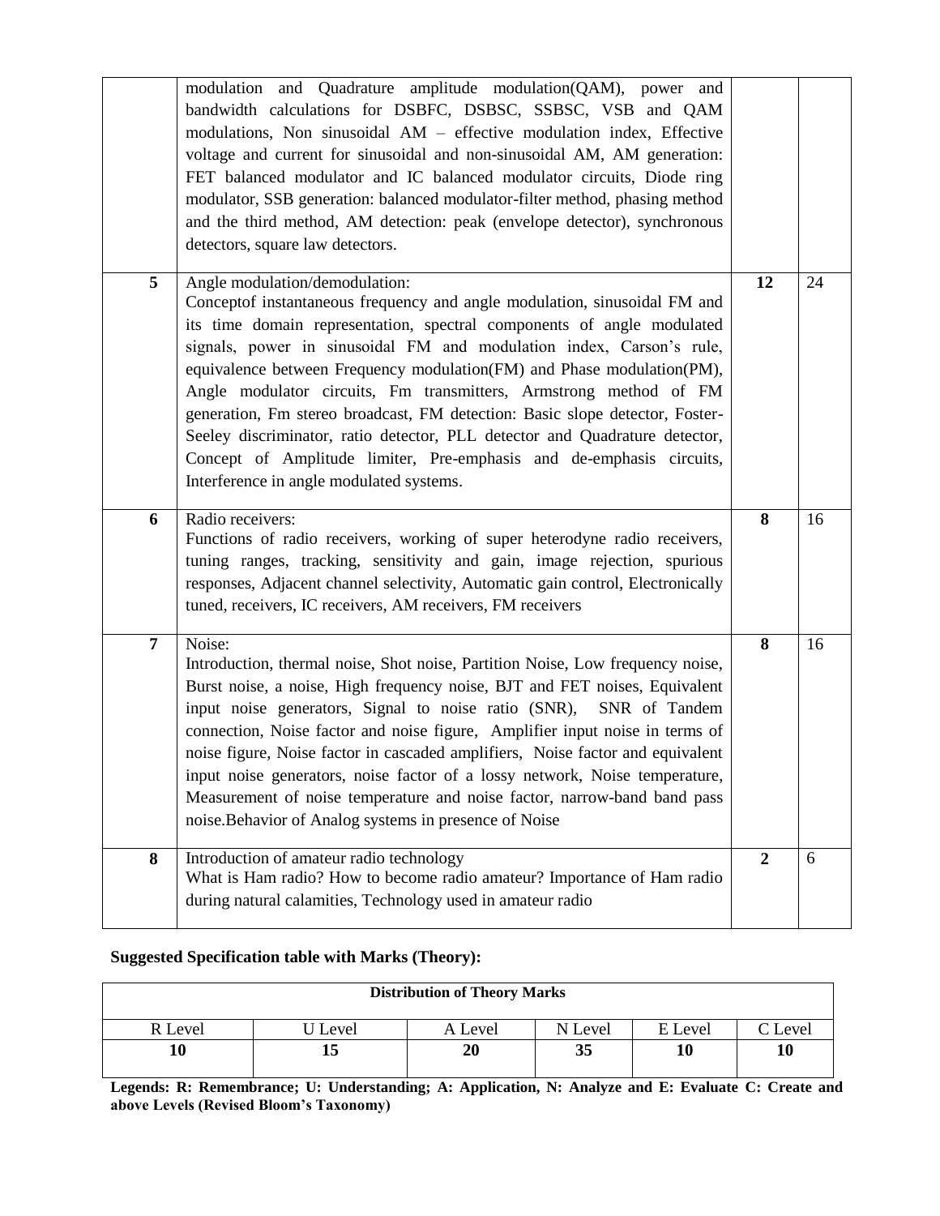| | | | |
|---|---|---|---|
| | modulation and Quadrature amplitude modulation(QAM), power and bandwidth calculations for DSBFC, DSBSC, SSBSC, VSB and QAM modulations, Non sinusoidal AM – effective modulation index, Effective voltage and current for sinusoidal and non-sinusoidal AM, AM generation: FET balanced modulator and IC balanced modulator circuits, Diode ring modulator, SSB generation: balanced modulator-filter method, phasing method and the third method, AM detection: peak (envelope detector), synchronous detectors, square law detectors. | | |
| **5** | Angle modulation/demodulation:<br>Conceptof instantaneous frequency and angle modulation, sinusoidal FM and its time domain representation, spectral components of angle modulated signals, power in sinusoidal FM and modulation index, Carson's rule, equivalence between Frequency modulation(FM) and Phase modulation(PM), Angle modulator circuits, Fm transmitters, Armstrong method of FM generation, Fm stereo broadcast, FM detection: Basic slope detector, Foster-Seeley discriminator, ratio detector, PLL detector and Quadrature detector, Concept of Amplitude limiter, Pre-emphasis and de-emphasis circuits, Interference in angle modulated systems. | **12** | 24 |
| **6** | Radio receivers:<br>Functions of radio receivers, working of super heterodyne radio receivers, tuning ranges, tracking, sensitivity and gain, image rejection, spurious responses, Adjacent channel selectivity, Automatic gain control, Electronically tuned, receivers, IC receivers, AM receivers, FM receivers | **8** | 16 |
| **7** | Noise:<br>Introduction, thermal noise, Shot noise, Partition Noise, Low frequency noise, Burst noise, a noise, High frequency noise, BJT and FET noises, Equivalent input noise generators, Signal to noise ratio (SNR), SNR of Tandem connection, Noise factor and noise figure, Amplifier input noise in terms of noise figure, Noise factor in cascaded amplifiers, Noise factor and equivalent input noise generators, noise factor of a lossy network, Noise temperature, Measurement of noise temperature and noise factor, narrow-band band pass noise.Behavior of Analog systems in presence of Noise | **8** | 16 |
| **8** | Introduction of amateur radio technology<br>What is Ham radio? How to become radio amateur? Importance of Ham radio during natural calamities, Technology used in amateur radio | **2** | 6 |

**Suggested Specification table with Marks (Theory):**

| **Distribution of Theory Marks** | | | | | |
|---|---|---|---|---|---|
| R Level | U Level | A Level | N Level | E Level | C Level |
| **10** | **15** | **20** | **35** | **10** | **10** |

**Legends: R: Remembrance; U: Understanding; A: Application, N: Analyze and E: Evaluate C: Create and above Levels (Revised Bloom's Taxonomy)**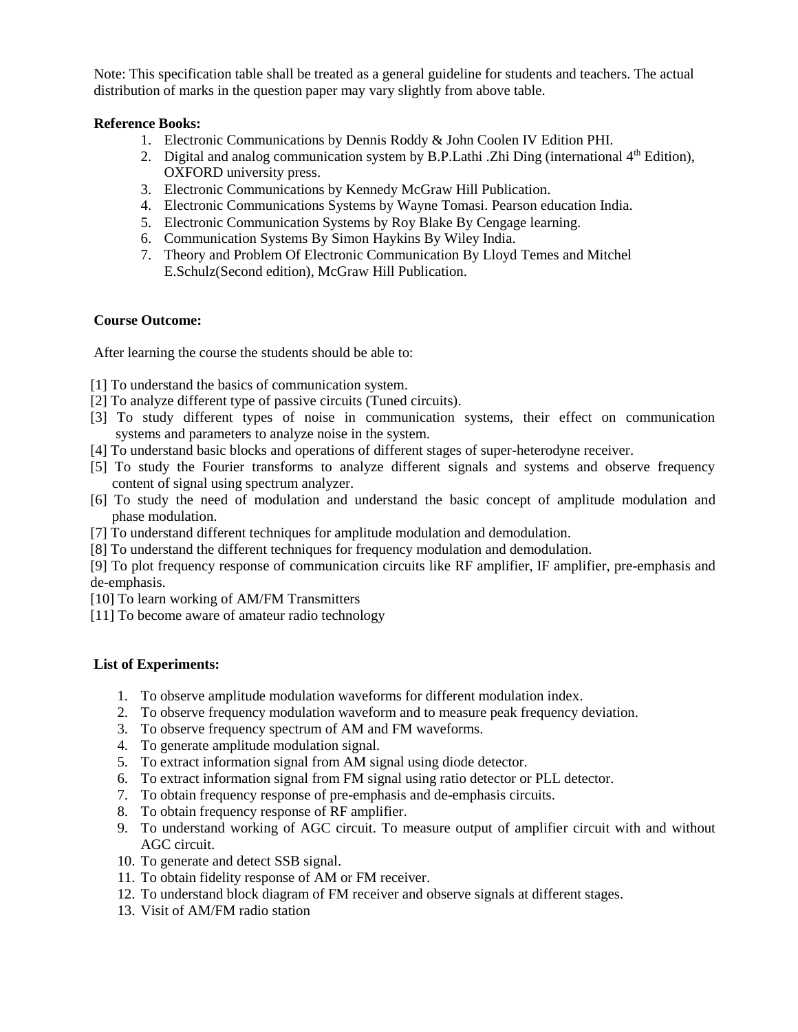Note: This specification table shall be treated as a general guideline for students and teachers. The actual distribution of marks in the question paper may vary slightly from above table.

**Reference Books:**

1. Electronic Communications by Dennis Roddy & John Coolen IV Edition PHI.
2. Digital and analog communication system by B.P.Lathi .Zhi Ding (international 4th Edition), OXFORD university press.
3. Electronic Communications by Kennedy McGraw Hill Publication.
4. Electronic Communications Systems by Wayne Tomasi. Pearson education India.
5. Electronic Communication Systems by Roy Blake By Cengage learning.
6. Communication Systems By Simon Haykins By Wiley India.
7. Theory and Problem Of Electronic Communication By Lloyd Temes and Mitchel E.Schulz(Second edition), McGraw Hill Publication.

**Course Outcome:**

After learning the course the students should be able to:

[1] To understand the basics of communication system.
[2] To analyze different type of passive circuits (Tuned circuits).
[3] To study different types of noise in communication systems, their effect on communication systems and parameters to analyze noise in the system.
[4] To understand basic blocks and operations of different stages of super-heterodyne receiver.
[5] To study the Fourier transforms to analyze different signals and systems and observe frequency content of signal using spectrum analyzer.
[6] To study the need of modulation and understand the basic concept of amplitude modulation and phase modulation.
[7] To understand different techniques for amplitude modulation and demodulation.
[8] To understand the different techniques for frequency modulation and demodulation.
[9] To plot frequency response of communication circuits like RF amplifier, IF amplifier, pre-emphasis and de-emphasis.
[10] To learn working of AM/FM Transmitters
[11] To become aware of amateur radio technology

**List of Experiments:**

1. To observe amplitude modulation waveforms for different modulation index.
2. To observe frequency modulation waveform and to measure peak frequency deviation.
3. To observe frequency spectrum of AM and FM waveforms.
4. To generate amplitude modulation signal.
5. To extract information signal from AM signal using diode detector.
6. To extract information signal from FM signal using ratio detector or PLL detector.
7. To obtain frequency response of pre-emphasis and de-emphasis circuits.
8. To obtain frequency response of RF amplifier.
9. To understand working of AGC circuit. To measure output of amplifier circuit with and without AGC circuit.
10. To generate and detect SSB signal.
11. To obtain fidelity response of AM or FM receiver.
12. To understand block diagram of FM receiver and observe signals at different stages.
13. Visit of AM/FM radio station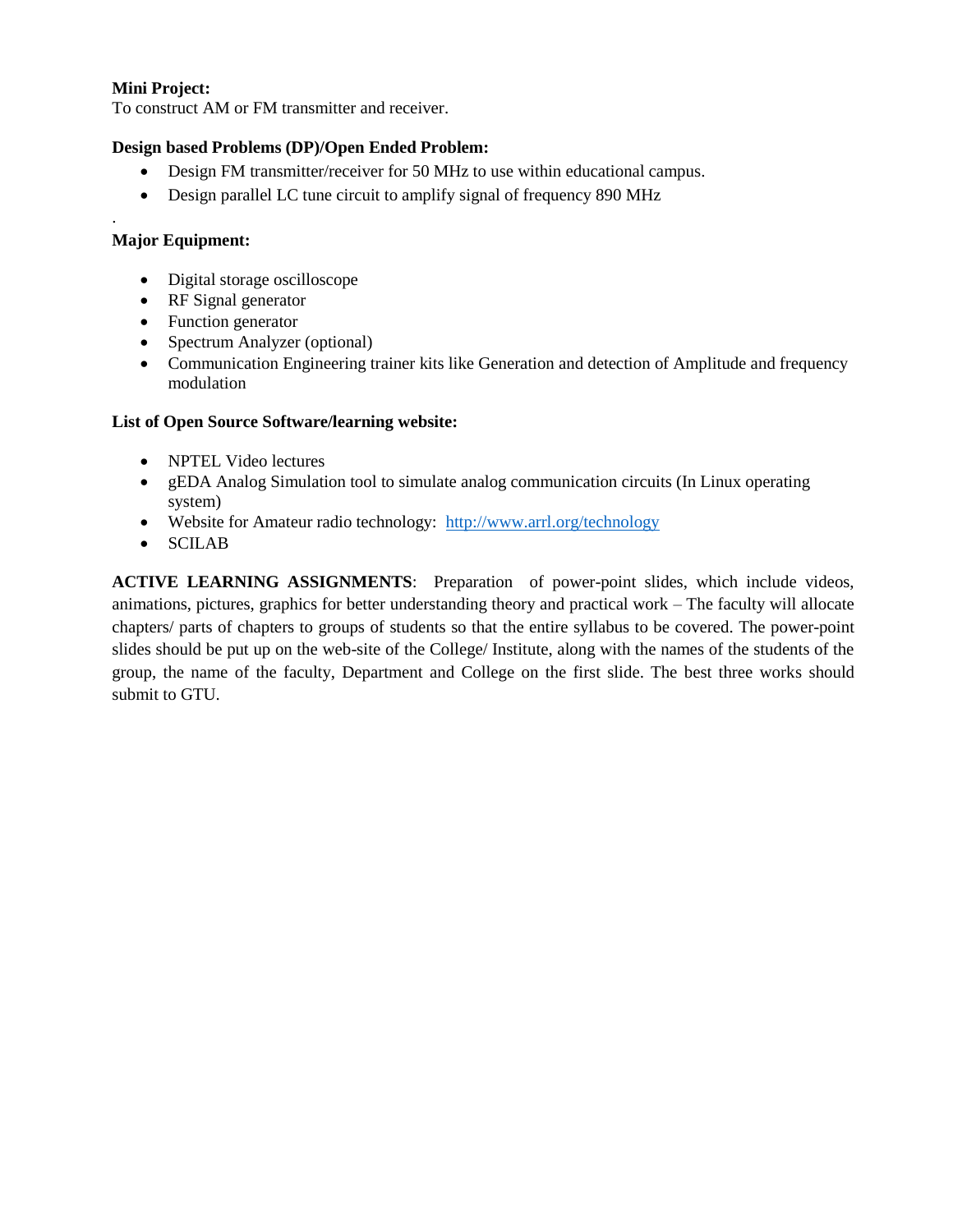**Mini Project:**
To construct AM or FM transmitter and receiver.

**Design based Problems (DP)/Open Ended Problem:**

- Design FM transmitter/receiver for 50 MHz to use within educational campus.
- Design parallel LC tune circuit to amplify signal of frequency 890 MHz

.

**Major Equipment:**

- Digital storage oscilloscope
- RF Signal generator
- Function generator
- Spectrum Analyzer (optional)
- Communication Engineering trainer kits like Generation and detection of Amplitude and frequency modulation

**List of Open Source Software/learning website:**

- NPTEL Video lectures
- gEDA Analog Simulation tool to simulate analog communication circuits (In Linux operating system)
- Website for Amateur radio technology: http://www.arrl.org/technology
- SCILAB

**ACTIVE LEARNING ASSIGNMENTS**: Preparation of power-point slides, which include videos, animations, pictures, graphics for better understanding theory and practical work – The faculty will allocate chapters/ parts of chapters to groups of students so that the entire syllabus to be covered. The power-point slides should be put up on the web-site of the College/ Institute, along with the names of the students of the group, the name of the faculty, Department and College on the first slide. The best three works should submit to GTU.